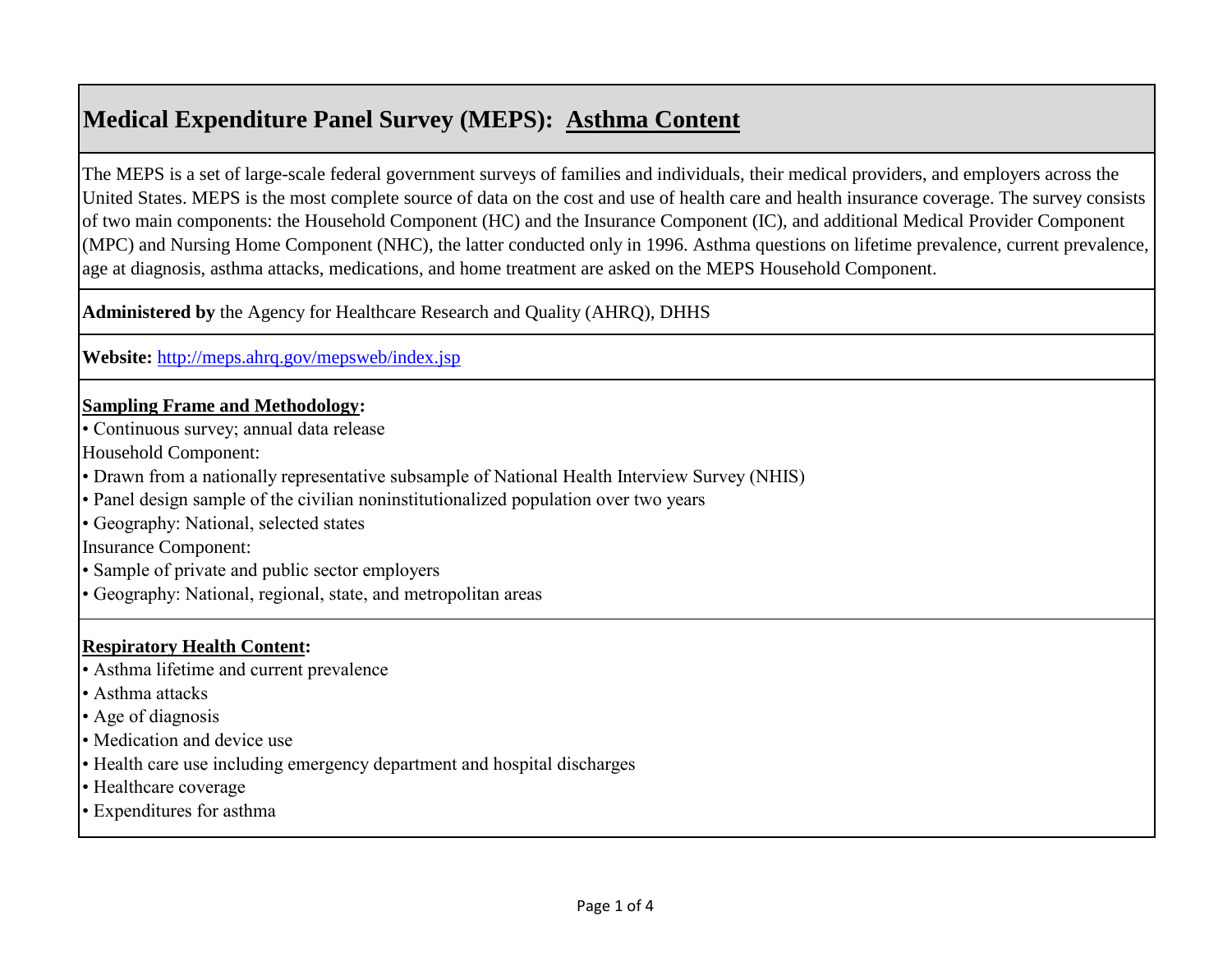# Medical Expenditure Panel Survey (MEPS): Asthma Content

The MEPS is a set of large-scale federal government surveys of families and individuals, their medical providers, and employers across the United States. MEPS is the most complete source of data on the cost and use of health care and health insurance coverage. The survey consists of two main components: the Household Component (HC) and the Insurance Component (IC), and additional Medical Provider Component (MPC) and Nursing Home Component (NHC), the latter conducted only in 1996. Asthma questions on lifetime prevalence, current prevalence, age at diagnosis, asthma attacks, medications, and home treatment are asked on the MEPS Household Component.

**Administered by** the Agency for Healthcare Research and Quality (AHRQ), DHHS

**Website:** http://meps.ahrq.gov/mepsweb/index.jsp

**Sampling Frame and Methodology:**

- Continuous survey; annual data release

Household Component:

- Drawn from a nationally representative subsample of National Health Interview Survey (NHIS)
- Panel design sample of the civilian noninstitutionalized population over two years
- Geography: National, selected states

Insurance Component:

- Sample of private and public sector employers
- Geography: National, regional, state, and metropolitan areas

**Respiratory Health Content:**

- Asthma lifetime and current prevalence
- Asthma attacks
- Age of diagnosis
- Medication and device use
- Health care use including emergency department and hospital discharges
- Healthcare coverage
- Expenditures for asthma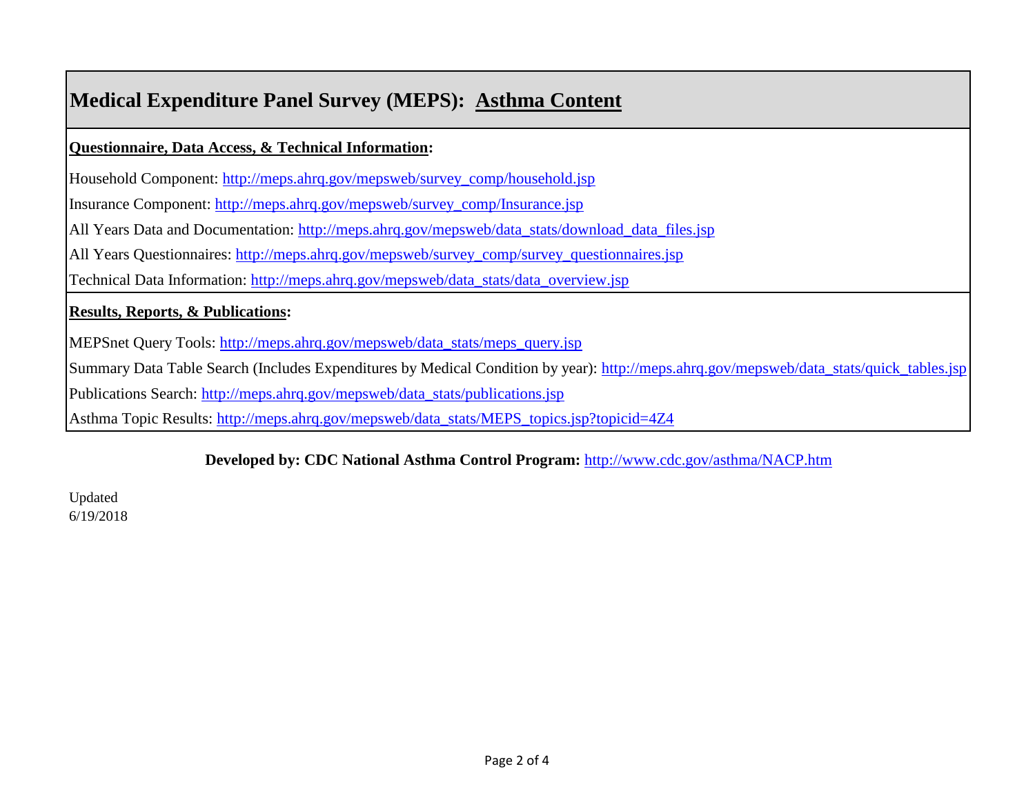# Medical Expenditure Panel Survey (MEPS): Asthma Content

**Questionnaire, Data Access, & Technical Information:**

Household Component: http://meps.ahrq.gov/mepsweb/survey_comp/household.jsp

Insurance Component: http://meps.ahrq.gov/mepsweb/survey_comp/Insurance.jsp

All Years Data and Documentation: http://meps.ahrq.gov/mepsweb/data_stats/download_data_files.jsp

All Years Questionnaires: http://meps.ahrq.gov/mepsweb/survey_comp/survey_questionnaires.jsp

Technical Data Information: http://meps.ahrq.gov/mepsweb/data_stats/data_overview.jsp

**Results, Reports, & Publications:**

MEPSnet Query Tools: http://meps.ahrq.gov/mepsweb/data_stats/meps_query.jsp

Summary Data Table Search (Includes Expenditures by Medical Condition by year): http://meps.ahrq.gov/mepsweb/data_stats/quick_tables.jsp

Publications Search: http://meps.ahrq.gov/mepsweb/data_stats/publications.jsp

Asthma Topic Results: http://meps.ahrq.gov/mepsweb/data_stats/MEPS_topics.jsp?topicid=4Z4

**Developed by: CDC National Asthma Control Program:** http://www.cdc.gov/asthma/NACP.htm

Updated
6/19/2018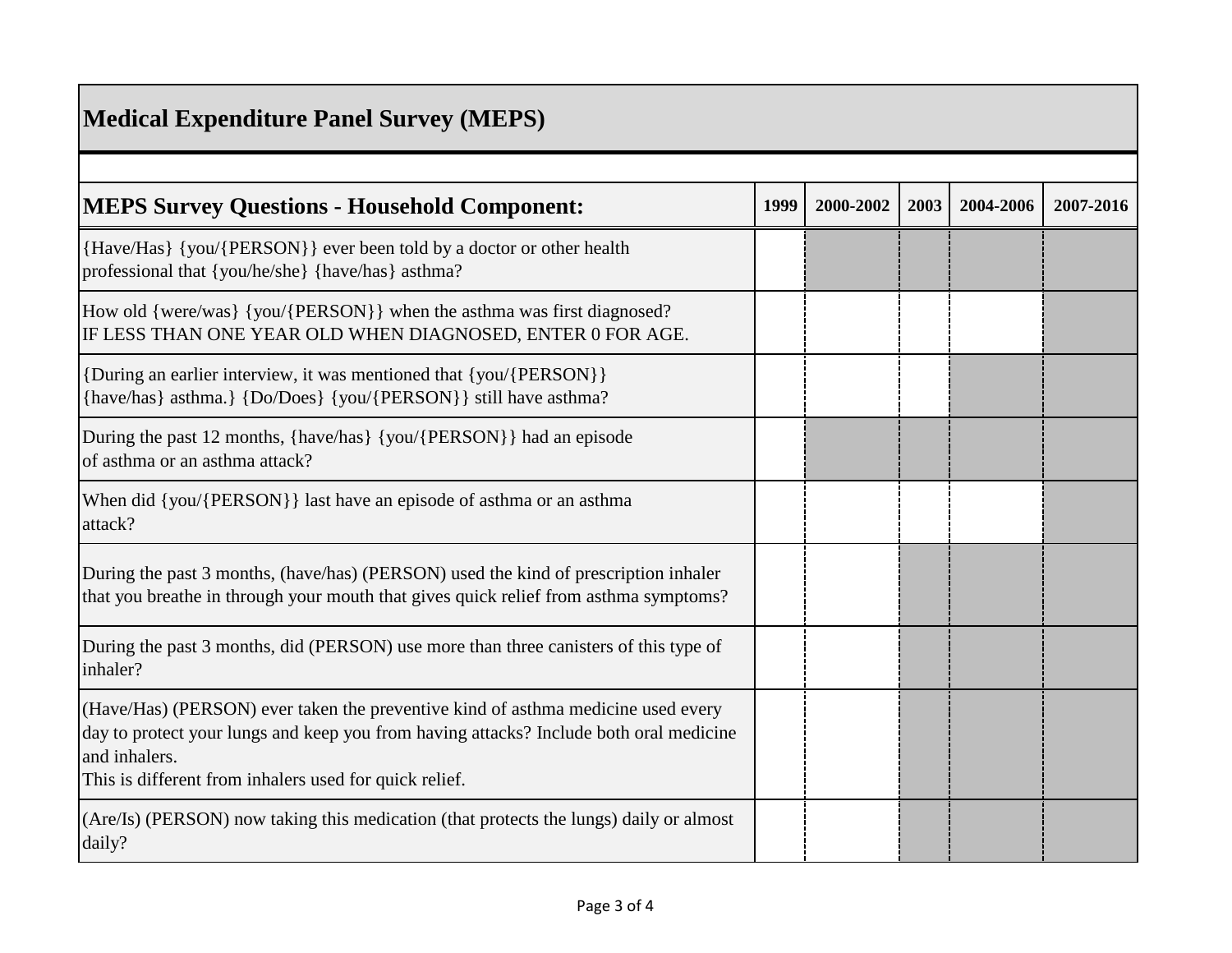# Medical Expenditure Panel Survey (MEPS)

| MEPS Survey Questions - Household Component: | 1999 | 2000-2002 | 2003 | 2004-2006 | 2007-2016 |
|---|---|---|---|---|---|
| {Have/Has} {you/{PERSON}} ever been told by a doctor or other health professional that {you/he/she} {have/has} asthma? | | | | | |
| How old {were/was} {you/{PERSON}} when the asthma was first diagnosed? IF LESS THAN ONE YEAR OLD WHEN DIAGNOSED, ENTER 0 FOR AGE. | | | | | |
| {During an earlier interview, it was mentioned that {you/{PERSON}} {have/has} asthma.} {Do/Does} {you/{PERSON}} still have asthma? | | | | | |
| During the past 12 months, {have/has} {you/{PERSON}} had an episode of asthma or an asthma attack? | | | | | |
| When did {you/{PERSON}} last have an episode of asthma or an asthma attack? | | | | | |
| During the past 3 months, (have/has) (PERSON) used the kind of prescription inhaler that you breathe in through your mouth that gives quick relief from asthma symptoms? | | | | | |
| During the past 3 months, did (PERSON) use more than three canisters of this type of inhaler? | | | | | |
| (Have/Has) (PERSON) ever taken the preventive kind of asthma medicine used every day to protect your lungs and keep you from having attacks? Include both oral medicine and inhalers. This is different from inhalers used for quick relief. | | | | | |
| (Are/Is) (PERSON) now taking this medication (that protects the lungs) daily or almost daily? | | | | | |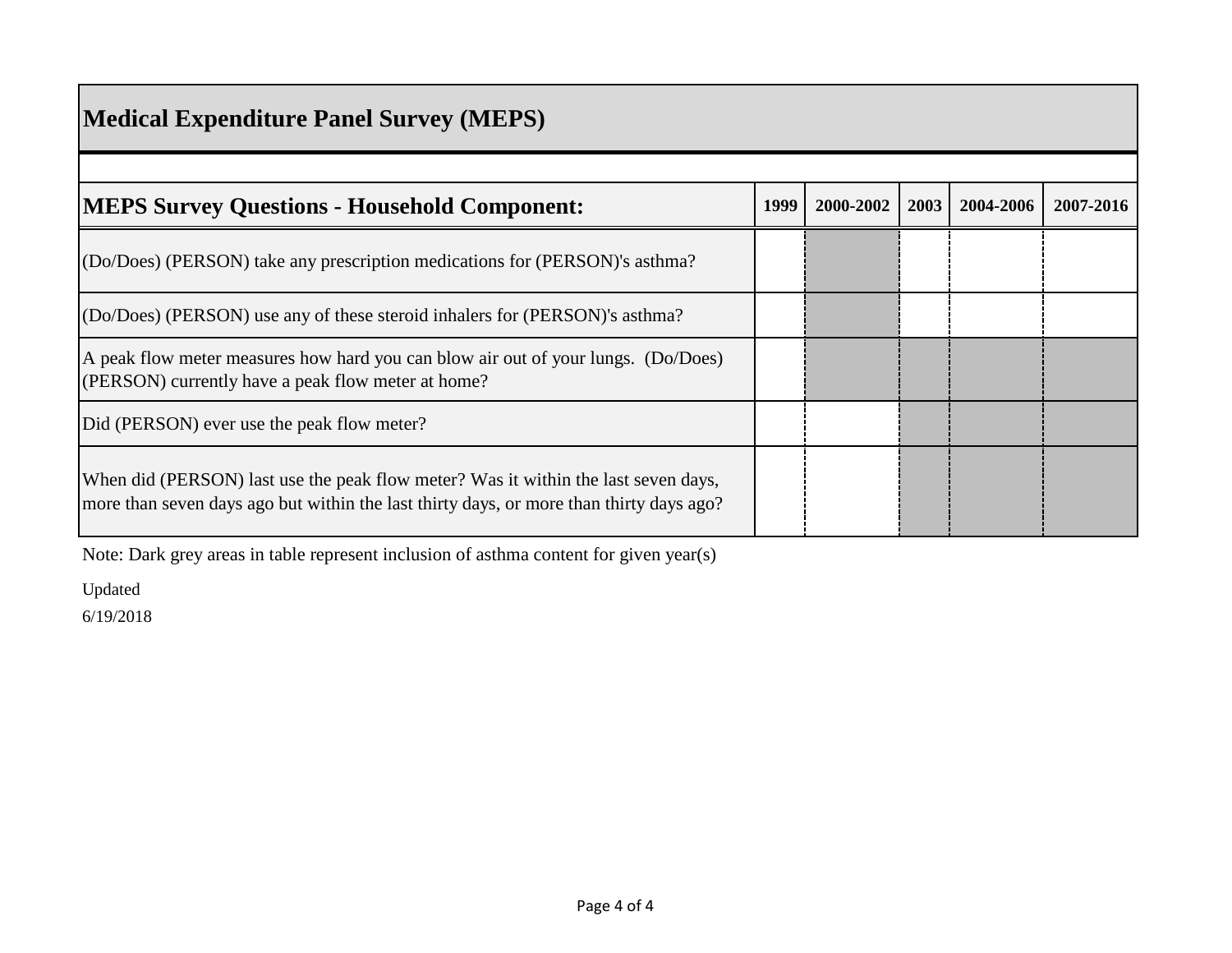# Medical Expenditure Panel Survey (MEPS)

| MEPS Survey Questions - Household Component: | 1999 | 2000-2002 | 2003 | 2004-2006 | 2007-2016 |
|---|---|---|---|---|---|
| (Do/Does) (PERSON) take any prescription medications for (PERSON)'s asthma? | | | | | |
| (Do/Does) (PERSON) use any of these steroid inhalers for (PERSON)'s asthma? | | | | | |
| A peak flow meter measures how hard you can blow air out of your lungs. (Do/Does) (PERSON) currently have a peak flow meter at home? | | | | | |
| Did (PERSON) ever use the peak flow meter? | | | | | |
| When did (PERSON) last use the peak flow meter? Was it within the last seven days, more than seven days ago but within the last thirty days, or more than thirty days ago? | | | | | |

Note: Dark grey areas in table represent inclusion of asthma content for given year(s)

Updated
6/19/2018